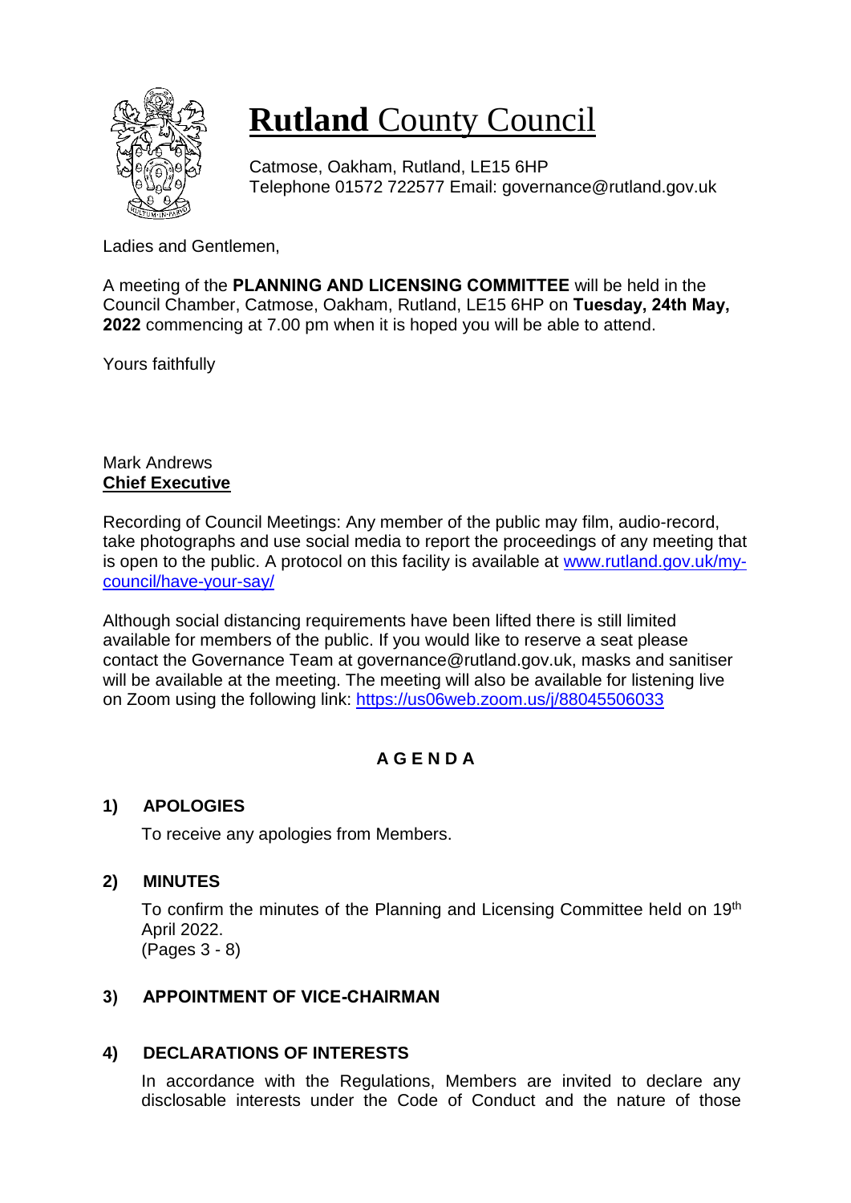# **Rutland** County Council

Catmose, Oakham, Rutland, LE15 6HP
Telephone 01572 722577 Email: governance@rutland.gov.uk

Ladies and Gentlemen,

A meeting of the **PLANNING AND LICENSING COMMITTEE** will be held in the Council Chamber, Catmose, Oakham, Rutland, LE15 6HP on **Tuesday, 24th May, 2022** commencing at 7.00 pm when it is hoped you will be able to attend.

Yours faithfully

Mark Andrews
**Chief Executive**

Recording of Council Meetings: Any member of the public may film, audio-record, take photographs and use social media to report the proceedings of any meeting that is open to the public. A protocol on this facility is available at [www.rutland.gov.uk/my-council/have-your-say/](www.rutland.gov.uk/my-council/have-your-say/)

Although social distancing requirements have been lifted there is still limited available for members of the public. If you would like to reserve a seat please contact the Governance Team at governance@rutland.gov.uk, masks and sanitiser will be available at the meeting. The meeting will also be available for listening live on Zoom using the following link: [https://us06web.zoom.us/j/88045506033](https://us06web.zoom.us/j/88045506033)

## A G E N D A

### 1) APOLOGIES

To receive any apologies from Members.

### 2) MINUTES

To confirm the minutes of the Planning and Licensing Committee held on 19th April 2022.
(Pages 3 - 8)

### 3) APPOINTMENT OF VICE-CHAIRMAN

### 4) DECLARATIONS OF INTERESTS

In accordance with the Regulations, Members are invited to declare any disclosable interests under the Code of Conduct and the nature of those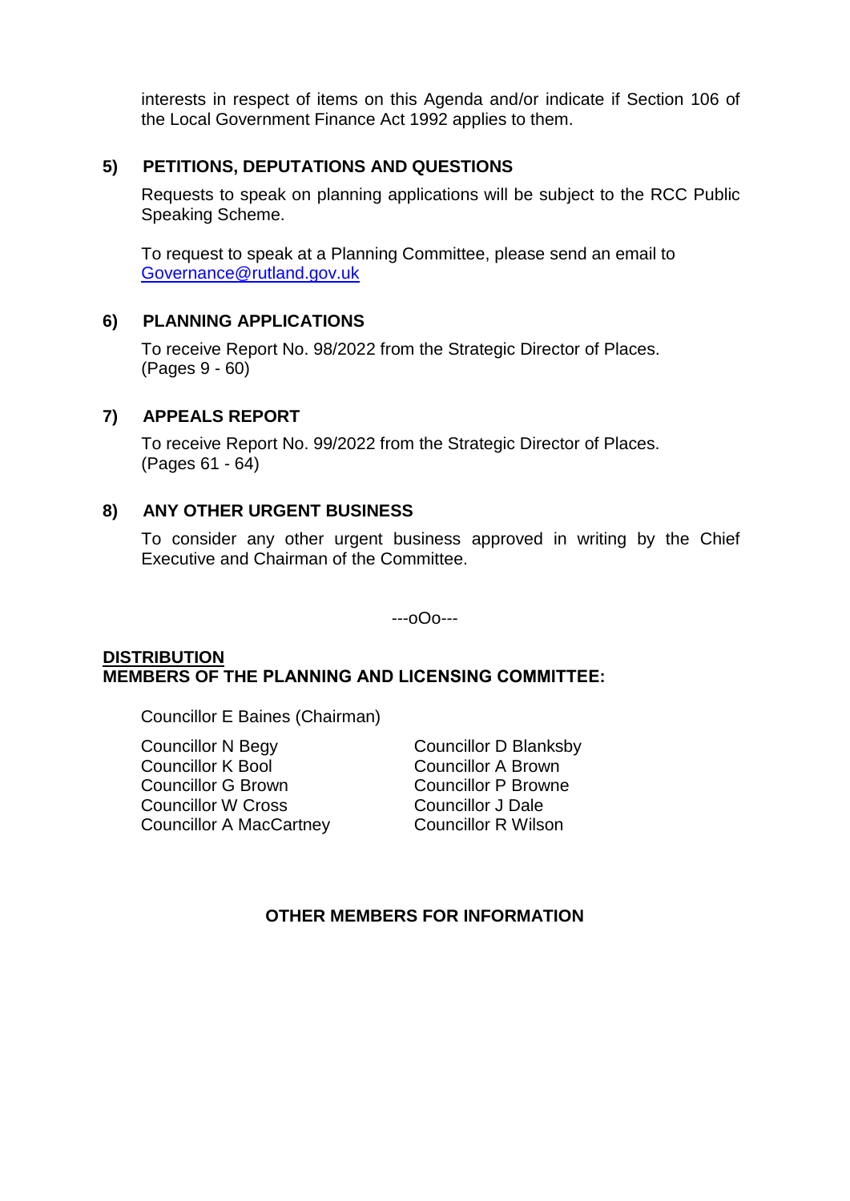interests in respect of items on this Agenda and/or indicate if Section 106 of the Local Government Finance Act 1992 applies to them.

### 5) PETITIONS, DEPUTATIONS AND QUESTIONS

Requests to speak on planning applications will be subject to the RCC Public Speaking Scheme.

To request to speak at a Planning Committee, please send an email to Governance@rutland.gov.uk

### 6) PLANNING APPLICATIONS

To receive Report No. 98/2022 from the Strategic Director of Places. (Pages 9 - 60)

### 7) APPEALS REPORT

To receive Report No. 99/2022 from the Strategic Director of Places. (Pages 61 - 64)

### 8) ANY OTHER URGENT BUSINESS

To consider any other urgent business approved in writing by the Chief Executive and Chairman of the Committee.

---oOo---

**DISTRIBUTION**
**MEMBERS OF THE PLANNING AND LICENSING COMMITTEE:**

Councillor E Baines (Chairman)

Councillor N Begy
Councillor K Bool
Councillor G Brown
Councillor W Cross
Councillor A MacCartney
Councillor D Blanksby
Councillor A Brown
Councillor P Browne
Councillor J Dale
Councillor R Wilson

**OTHER MEMBERS FOR INFORMATION**